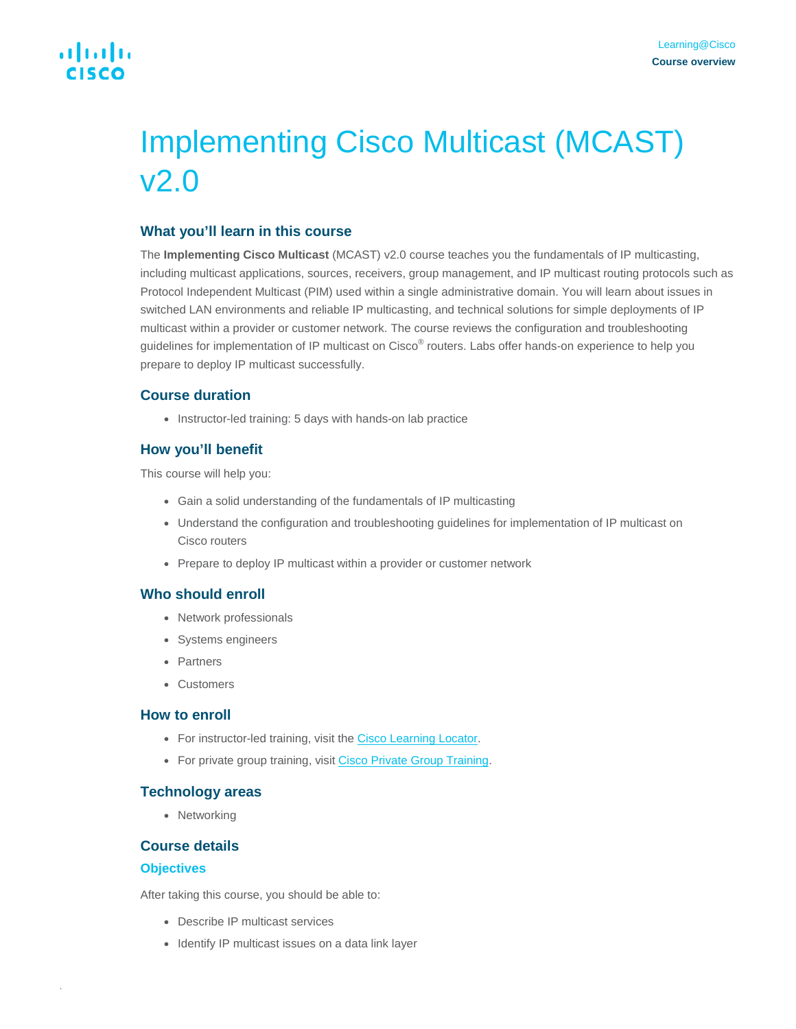# Implementing Cisco Multicast (MCAST) v2.0

## What you'll learn in this course

The **Implementing Cisco Multicast** (MCAST) v2.0 course teaches you the fundamentals of IP multicasting, including multicast applications, sources, receivers, group management, and IP multicast routing protocols such as Protocol Independent Multicast (PIM) used within a single administrative domain. You will learn about issues in switched LAN environments and reliable IP multicasting, and technical solutions for simple deployments of IP multicast within a provider or customer network. The course reviews the configuration and troubleshooting guidelines for implementation of IP multicast on Cisco® routers. Labs offer hands-on experience to help you prepare to deploy IP multicast successfully.

## Course duration

- Instructor-led training: 5 days with hands-on lab practice

## How you'll benefit

This course will help you:

- Gain a solid understanding of the fundamentals of IP multicasting
- Understand the configuration and troubleshooting guidelines for implementation of IP multicast on Cisco routers
- Prepare to deploy IP multicast within a provider or customer network

## Who should enroll

- Network professionals
- Systems engineers
- Partners
- Customers

## How to enroll

- For instructor-led training, visit the Cisco Learning Locator.
- For private group training, visit Cisco Private Group Training.

## Technology areas

- Networking

## Course details

### Objectives

After taking this course, you should be able to:

- Describe IP multicast services
- Identify IP multicast issues on a data link layer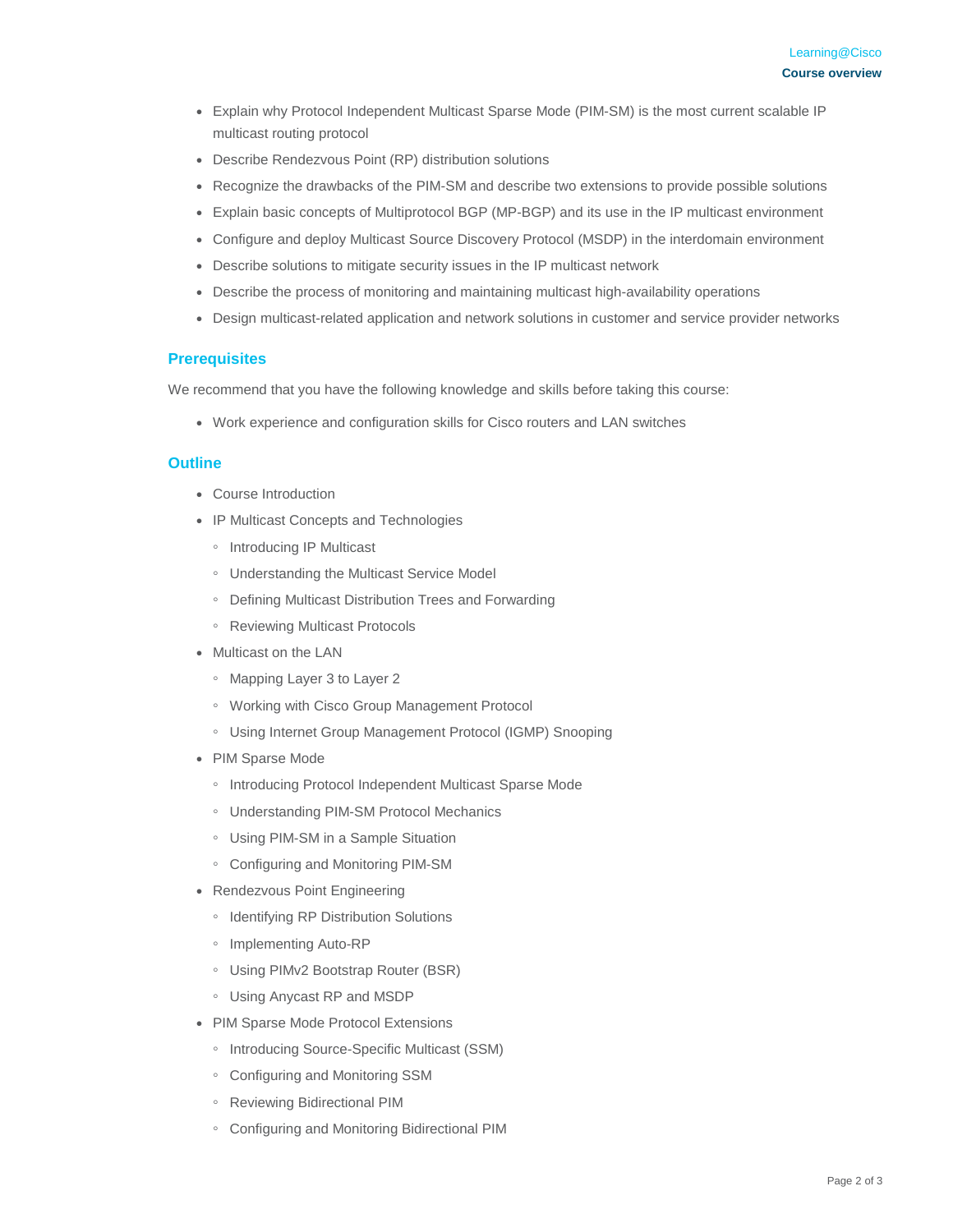- Explain why Protocol Independent Multicast Sparse Mode (PIM-SM) is the most current scalable IP multicast routing protocol
- Describe Rendezvous Point (RP) distribution solutions
- Recognize the drawbacks of the PIM-SM and describe two extensions to provide possible solutions
- Explain basic concepts of Multiprotocol BGP (MP-BGP) and its use in the IP multicast environment
- Configure and deploy Multicast Source Discovery Protocol (MSDP) in the interdomain environment
- Describe solutions to mitigate security issues in the IP multicast network
- Describe the process of monitoring and maintaining multicast high-availability operations
- Design multicast-related application and network solutions in customer and service provider networks

## Prerequisites

We recommend that you have the following knowledge and skills before taking this course:

- Work experience and configuration skills for Cisco routers and LAN switches

## Outline

- Course Introduction
- IP Multicast Concepts and Technologies
  - Introducing IP Multicast
  - Understanding the Multicast Service Model
  - Defining Multicast Distribution Trees and Forwarding
  - Reviewing Multicast Protocols
- Multicast on the LAN
  - Mapping Layer 3 to Layer 2
  - Working with Cisco Group Management Protocol
  - Using Internet Group Management Protocol (IGMP) Snooping
- PIM Sparse Mode
  - Introducing Protocol Independent Multicast Sparse Mode
  - Understanding PIM-SM Protocol Mechanics
  - Using PIM-SM in a Sample Situation
  - Configuring and Monitoring PIM-SM
- Rendezvous Point Engineering
  - Identifying RP Distribution Solutions
  - Implementing Auto-RP
  - Using PIMv2 Bootstrap Router (BSR)
  - Using Anycast RP and MSDP
- PIM Sparse Mode Protocol Extensions
  - Introducing Source-Specific Multicast (SSM)
  - Configuring and Monitoring SSM
  - Reviewing Bidirectional PIM
  - Configuring and Monitoring Bidirectional PIM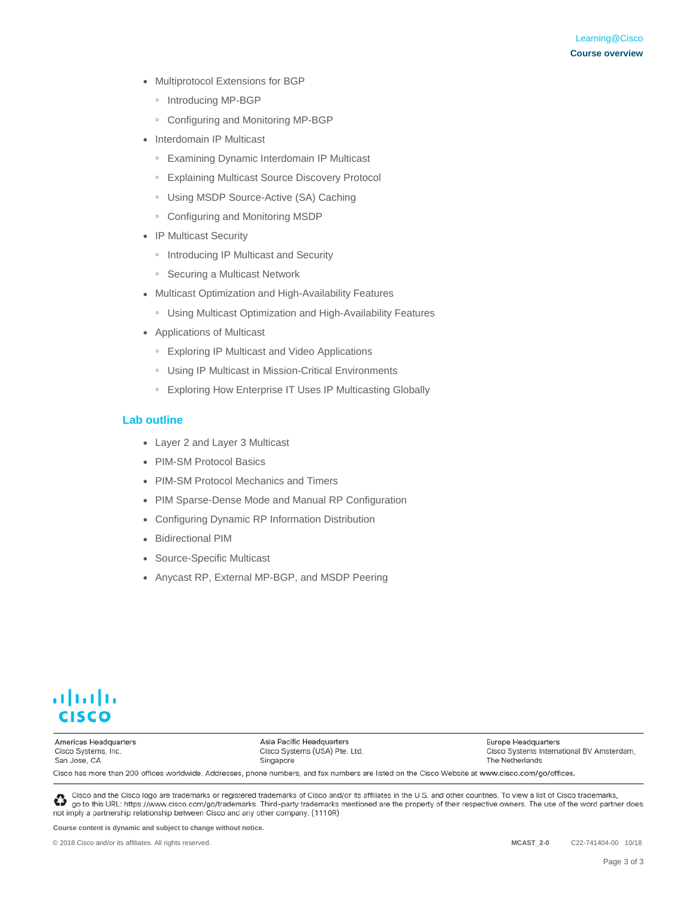- Multiprotocol Extensions for BGP
    - Introducing MP-BGP
    - Configuring and Monitoring MP-BGP
- Interdomain IP Multicast
    - Examining Dynamic Interdomain IP Multicast
    - Explaining Multicast Source Discovery Protocol
    - Using MSDP Source-Active (SA) Caching
    - Configuring and Monitoring MSDP
- IP Multicast Security
    - Introducing IP Multicast and Security
    - Securing a Multicast Network
- Multicast Optimization and High-Availability Features
    - Using Multicast Optimization and High-Availability Features
- Applications of Multicast
    - Exploring IP Multicast and Video Applications
    - Using IP Multicast in Mission-Critical Environments
    - Exploring How Enterprise IT Uses IP Multicasting Globally

## Lab outline

- Layer 2 and Layer 3 Multicast
- PIM-SM Protocol Basics
- PIM-SM Protocol Mechanics and Timers
- PIM Sparse-Dense Mode and Manual RP Configuration
- Configuring Dynamic RP Information Distribution
- Bidirectional PIM
- Source-Specific Multicast
- Anycast RP, External MP-BGP, and MSDP Peering

Americas Headquarters
Cisco Systems, Inc.
San Jose, CA

Asia Pacific Headquarters
Cisco Systems (USA) Pte. Ltd.
Singapore

Europe Headquarters
Cisco Systems International BV Amsterdam,
The Netherlands

Cisco has more than 200 offices worldwide. Addresses, phone numbers, and fax numbers are listed on the Cisco Website at www.cisco.com/go/offices.

Cisco and the Cisco logo are trademarks or registered trademarks of Cisco and/or its affiliates in the U.S. and other countries. To view a list of Cisco trademarks, go to this URL: https://www.cisco.com/go/trademarks. Third-party trademarks mentioned are the property of their respective owners. The use of the word partner does not imply a partnership relationship between Cisco and any other company. (1110R)

**Course content is dynamic and subject to change without notice.**

© 2018 Cisco and/or its affiliates. All rights reserved.

**MCAST_2-0** C22-741404-00 10/18